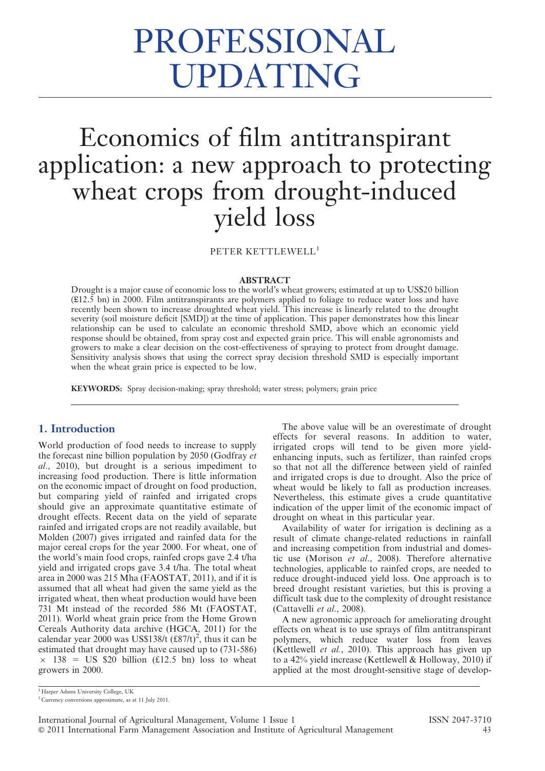# PROFESSIONAL UPDATING

# Economics of film antitranspirant application: a new approach to protecting wheat crops from drought-induced yield loss

PETER KETTLEWELL[1]

## ABSTRACT

Drought is a major cause of economic loss to the world's wheat growers; estimated at up to US$20 billion (£12.5 bn) in 2000. Film antitranspirants are polymers applied to foliage to reduce water loss and have recently been shown to increase droughted wheat yield. This increase is linearly related to the drought severity (soil moisture deficit [SMD]) at the time of application. This paper demonstrates how this linear relationship can be used to calculate an economic threshold SMD, above which an economic yield response should be obtained, from spray cost and expected grain price. This will enable agronomists and growers to make a clear decision on the cost-effectiveness of spraying to protect from drought damage. Sensitivity analysis shows that using the correct spray decision threshold SMD is especially important when the wheat grain price is expected to be low.

**KEYWORDS:** Spray decision-making; spray threshold; water stress; polymers; grain price

## 1. Introduction

World production of food needs to increase to supply the forecast nine billion population by 2050 (Godfray *et al*., 2010), but drought is a serious impediment to increasing food production. There is little information on the economic impact of drought on food production, but comparing yield of rainfed and irrigated crops should give an approximate quantitative estimate of drought effects. Recent data on the yield of separate rainfed and irrigated crops are not readily available, but Molden (2007) gives irrigated and rainfed data for the major cereal crops for the year 2000. For wheat, one of the world's main food crops, rainfed crops gave 2.4 t/ha yield and irrigated crops gave 3.4 t/ha. The total wheat area in 2000 was 215 Mha (FAOSTAT, 2011), and if it is assumed that all wheat had given the same yield as the irrigated wheat, then wheat production would have been 731 Mt instead of the recorded 586 Mt (FAOSTAT, 2011). World wheat grain price from the Home Grown Cereals Authority data archive (HGCA, 2011) for the calendar year 2000 was US$138/t (£87/t)[2], thus it can be estimated that drought may have caused up to (731-586) $\times$ 138 = US $20 billion (£12.5 bn) loss to wheat growers in 2000.

The above value will be an overestimate of drought effects for several reasons. In addition to water, irrigated crops will tend to be given more yield-enhancing inputs, such as fertilizer, than rainfed crops so that not all the difference between yield of rainfed and irrigated crops is due to drought. Also the price of wheat would be likely to fall as production increases. Nevertheless, this estimate gives a crude quantitative indication of the upper limit of the economic impact of drought on wheat in this particular year.

Availability of water for irrigation is declining as a result of climate change-related reductions in rainfall and increasing competition from industrial and domestic use (Morison *et al*., 2008). Therefore alternative technologies, applicable to rainfed crops, are needed to reduce drought-induced yield loss. One approach is to breed drought resistant varieties, but this is proving a difficult task due to the complexity of drought resistance (Cattavelli *et al*., 2008).

A new agronomic approach for ameliorating drought effects on wheat is to use sprays of film antitranspirant polymers, which reduce water loss from leaves (Kettlewell *et al*., 2010). This approach has given up to a 42% yield increase (Kettlewell & Holloway, 2010) if applied at the most drought-sensitive stage of develop-

[1] Harper Adams University College, UK

[2] Currency conversions approximate, as at 11 July 2011.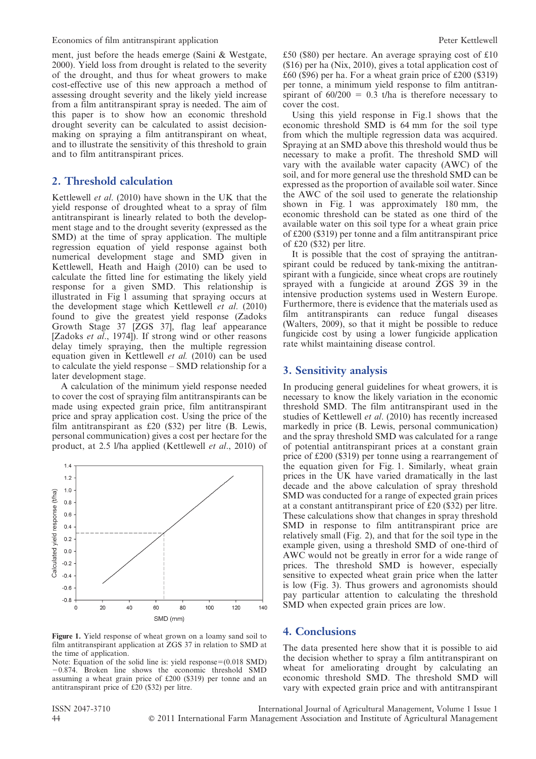ment, just before the heads emerge (Saini & Westgate, 2000). Yield loss from drought is related to the severity of the drought, and thus for wheat growers to make cost-effective use of this new approach a method of assessing drought severity and the likely yield increase from a film antitranspirant spray is needed. The aim of this paper is to show how an economic threshold drought severity can be calculated to assist decision-making on spraying a film antitranspirant on wheat, and to illustrate the sensitivity of this threshold to grain and to film antitranspirant prices.

## 2. Threshold calculation

Kettlewell *et al.* (2010) have shown in the UK that the yield response of droughted wheat to a spray of film antitranspirant is linearly related to both the development stage and to the drought severity (expressed as the SMD) at the time of spray application. The multiple regression equation of yield response against both numerical development stage and SMD given in Kettlewell, Heath and Haigh (2010) can be used to calculate the fitted line for estimating the likely yield response for a given SMD. This relationship is illustrated in Fig 1 assuming that spraying occurs at the development stage which Kettlewell *et al.* (2010) found to give the greatest yield response (Zadoks Growth Stage 37 [ZGS 37], flag leaf appearance [Zadoks *et al.*, 1974]). If strong wind or other reasons delay timely spraying, then the multiple regression equation given in Kettlewell *et al.* (2010) can be used to calculate the yield response – SMD relationship for a later development stage.

A calculation of the minimum yield response needed to cover the cost of spraying film antitranspirants can be made using expected grain price, film antitranspirant price and spray application cost. Using the price of the film antitranspirant as £20 ($32) per litre (B. Lewis, personal communication) gives a cost per hectare for the product, at 2.5 l/ha applied (Kettlewell *et al.*, 2010) of £50 ($80) per hectare. An average spraying cost of £10 ($16) per ha (Nix, 2010), gives a total application cost of £60 ($96) per ha. For a wheat grain price of £200 ($319) per tonne, a minimum yield response to film antitranspirant of $60/200 = 0.3$ t/ha is therefore necessary to cover the cost.

**Figure 1.** Yield response of wheat grown on a loamy sand soil to film antitranspirant application at ZGS 37 in relation to SMD at the time of application.
Note: Equation of the solid line is: yield response=(0.018 SMD) −0.874. Broken line shows the economic threshold SMD assuming a wheat grain price of £200 ($319) per tonne and an antitranspirant price of £20 ($32) per litre.

Using this yield response in Fig.1 shows that the economic threshold SMD is 64 mm for the soil type from which the multiple regression data was acquired. Spraying at an SMD above this threshold would thus be necessary to make a profit. The threshold SMD will vary with the available water capacity (AWC) of the soil, and for more general use the threshold SMD can be expressed as the proportion of available soil water. Since the AWC of the soil used to generate the relationship shown in Fig. 1 was approximately 180 mm, the economic threshold can be stated as one third of the available water on this soil type for a wheat grain price of £200 ($319) per tonne and a film antitranspirant price of £20 ($32) per litre.

It is possible that the cost of spraying the antitranspirant could be reduced by tank-mixing the antitranspirant with a fungicide, since wheat crops are routinely sprayed with a fungicide at around ZGS 39 in the intensive production systems used in Western Europe. Furthermore, there is evidence that the materials used as film antitranspirants can reduce fungal diseases (Walters, 2009), so that it might be possible to reduce fungicide cost by using a lower fungicide application rate whilst maintaining disease control.

## 3. Sensitivity analysis

In producing general guidelines for wheat growers, it is necessary to know the likely variation in the economic threshold SMD. The film antitranspirant used in the studies of Kettlewell *et al.* (2010) has recently increased markedly in price (B. Lewis, personal communication) and the spray threshold SMD was calculated for a range of potential antitranspirant prices at a constant grain price of £200 ($319) per tonne using a rearrangement of the equation given for Fig. 1. Similarly, wheat grain prices in the UK have varied dramatically in the last decade and the above calculation of spray threshold SMD was conducted for a range of expected grain prices at a constant antitranspirant price of £20 ($32) per litre. These calculations show that changes in spray threshold SMD in response to film antitranspirant price are relatively small (Fig. 2), and that for the soil type in the example given, using a threshold SMD of one-third of AWC would not be greatly in error for a wide range of prices. The threshold SMD is however, especially sensitive to expected wheat grain price when the latter is low (Fig. 3). Thus growers and agronomists should pay particular attention to calculating the threshold SMD when expected grain prices are low.

## 4. Conclusions

The data presented here show that it is possible to aid the decision whether to spray a film antitranspirant on wheat for ameliorating drought by calculating an economic threshold SMD. The threshold SMD will vary with expected grain price and with antitranspirant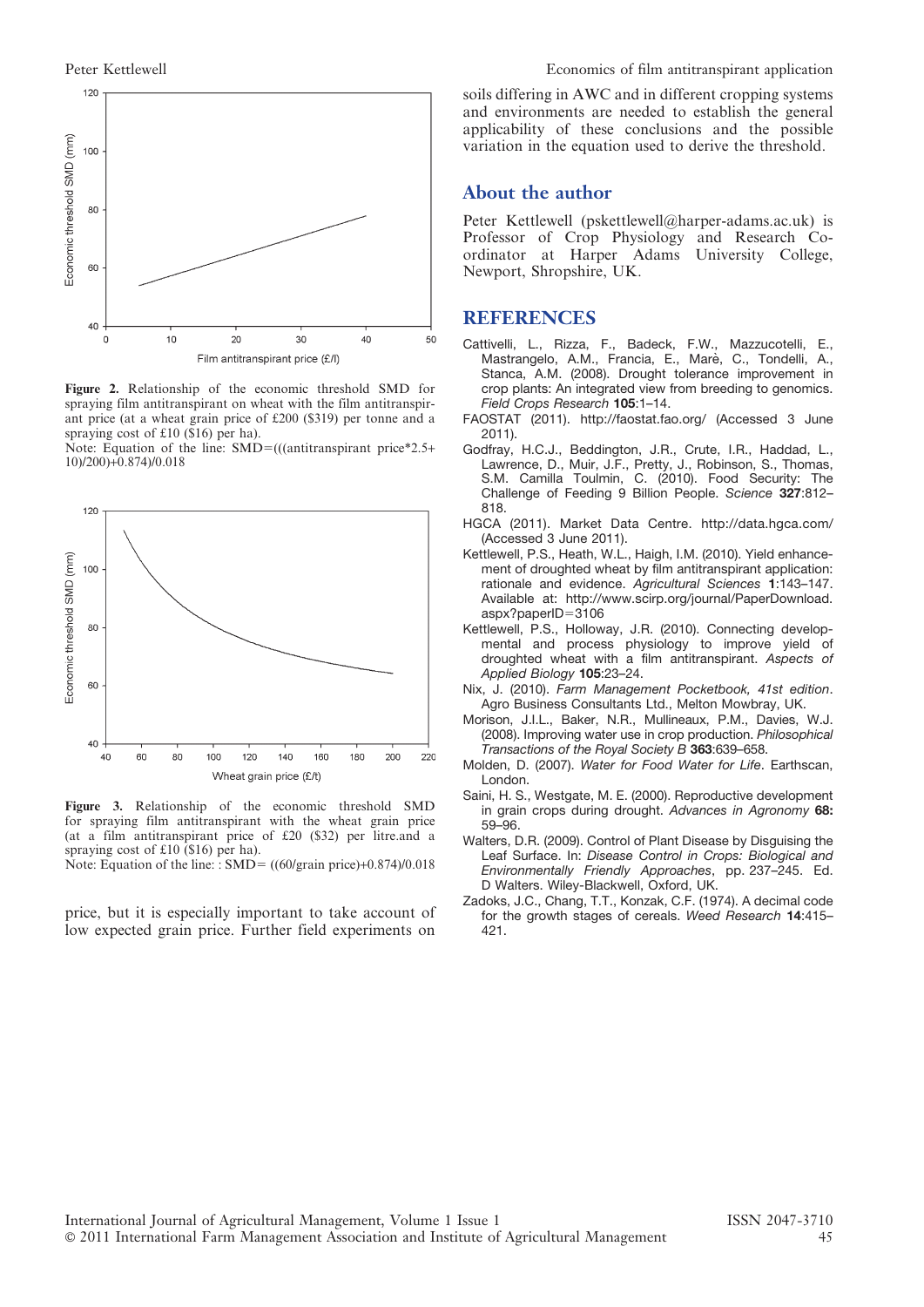120

100

80

60

40

0 10 20 30 40 50

Economic threshold SMD (mm)

Film antitranspirant price (£/l)

**Figure 2.** Relationship of the economic threshold SMD for spraying film antitranspirant on wheat with the film antitranspirant price (at a wheat grain price of £200 ($319) per tonne and a spraying cost of £10 ($16) per ha).

Note: Equation of the line: SMD=(((antitranspirant price*2.5+10)/200)+0.874)/0.018

120

100

80

60

40

40 60 80 100 120 140 160 180 200 220

Economic threshold SMD (mm)

Wheat grain price (£/t)

**Figure 3.** Relationship of the economic threshold SMD for spraying film antitranspirant with the wheat grain price (at a film antitranspirant price of £20 ($32) per litre.and a spraying cost of £10 ($16) per ha).

Note: Equation of the line: : SMD= ((60/grain price)+0.874)/0.018

price, but it is especially important to take account of low expected grain price. Further field experiments on soils differing in AWC and in different cropping systems and environments are needed to establish the general applicability of these conclusions and the possible variation in the equation used to derive the threshold.

## About the author

Peter Kettlewell (pskettlewell@harper-adams.ac.uk) is Professor of Crop Physiology and Research Co-ordinator at Harper Adams University College, Newport, Shropshire, UK.

## REFERENCES

Cattivelli, L., Rizza, F., Badeck, F.W., Mazzucotelli, E., Mastrangelo, A.M., Francia, E., Marè, C., Tondelli, A., Stanca, A.M. (2008). Drought tolerance improvement in crop plants: An integrated view from breeding to genomics. *Field Crops Research* **105**:1–14.

FAOSTAT (2011). http://faostat.fao.org/ (Accessed 3 June 2011).

Godfray, H.C.J., Beddington, J.R., Crute, I.R., Haddad, L., Lawrence, D., Muir, J.F., Pretty, J., Robinson, S., Thomas, S.M. Camilla Toulmin, C. (2010). Food Security: The Challenge of Feeding 9 Billion People. *Science* **327**:812–818.

HGCA (2011). Market Data Centre. http://data.hgca.com/ (Accessed 3 June 2011).

Kettlewell, P.S., Heath, W.L., Haigh, I.M. (2010). Yield enhancement of droughted wheat by film antitranspirant application: rationale and evidence. *Agricultural Sciences* **1**:143–147. Available at: http://www.scirp.org/journal/PaperDownload.aspx?paperID=3106

Kettlewell, P.S., Holloway, J.R. (2010). Connecting developmental and process physiology to improve yield of droughted wheat with a film antitranspirant. *Aspects of Applied Biology* **105**:23–24.

Nix, J. (2010). *Farm Management Pocketbook, 41st edition*. Agro Business Consultants Ltd., Melton Mowbray, UK.

Morison, J.I.L., Baker, N.R., Mullineaux, P.M., Davies, W.J. (2008). Improving water use in crop production. *Philosophical Transactions of the Royal Society B* **363**:639–658.

Molden, D. (2007). *Water for Food Water for Life*. Earthscan, London.

Saini, H. S., Westgate, M. E. (2000). Reproductive development in grain crops during drought. *Advances in Agronomy* **68:** 59–96.

Walters, D.R. (2009). Control of Plant Disease by Disguising the Leaf Surface. In: *Disease Control in Crops: Biological and Environmentally Friendly Approaches*, pp. 237–245. Ed. D Walters. Wiley-Blackwell, Oxford, UK.

Zadoks, J.C., Chang, T.T., Konzak, C.F. (1974). A decimal code for the growth stages of cereals. *Weed Research* **14**:415–421.